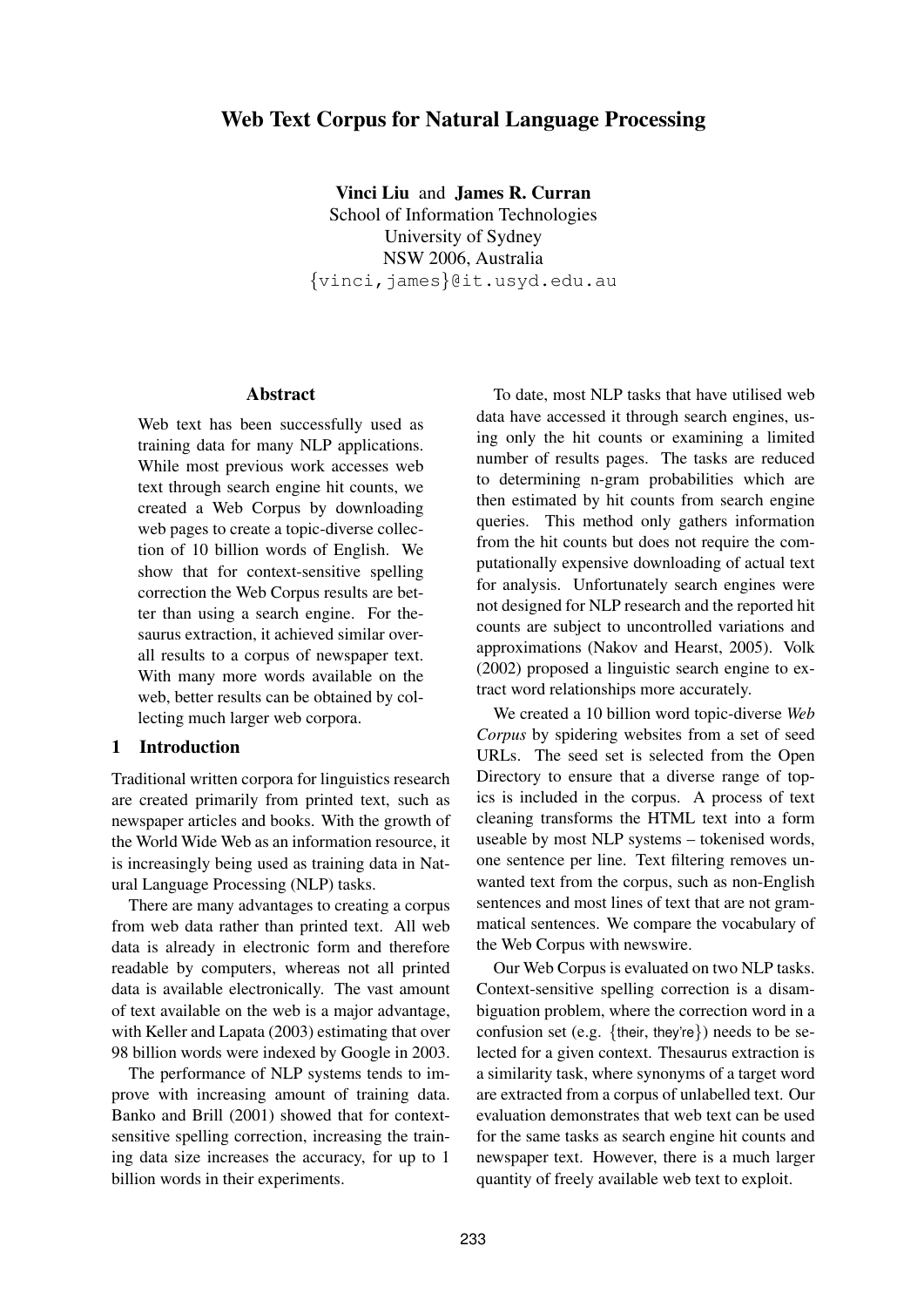# Web Text Corpus for Natural Language Processing

**Vinci Liu** and **James R. Curran**
School of Information Technologies
University of Sydney
NSW 2006, Australia
{vinci,james}@it.usyd.edu.au

## Abstract

Web text has been successfully used as training data for many NLP applications. While most previous work accesses web text through search engine hit counts, we created a Web Corpus by downloading web pages to create a topic-diverse collection of 10 billion words of English. We show that for context-sensitive spelling correction the Web Corpus results are better than using a search engine. For thesaurus extraction, it achieved similar overall results to a corpus of newspaper text. With many more words available on the web, better results can be obtained by collecting much larger web corpora.

## 1 Introduction

Traditional written corpora for linguistics research are created primarily from printed text, such as newspaper articles and books. With the growth of the World Wide Web as an information resource, it is increasingly being used as training data in Natural Language Processing (NLP) tasks.

There are many advantages to creating a corpus from web data rather than printed text. All web data is already in electronic form and therefore readable by computers, whereas not all printed data is available electronically. The vast amount of text available on the web is a major advantage, with Keller and Lapata (2003) estimating that over 98 billion words were indexed by Google in 2003.

The performance of NLP systems tends to improve with increasing amount of training data. Banko and Brill (2001) showed that for context-sensitive spelling correction, increasing the training data size increases the accuracy, for up to 1 billion words in their experiments.

To date, most NLP tasks that have utilised web data have accessed it through search engines, using only the hit counts or examining a limited number of results pages. The tasks are reduced to determining n-gram probabilities which are then estimated by hit counts from search engine queries. This method only gathers information from the hit counts but does not require the computationally expensive downloading of actual text for analysis. Unfortunately search engines were not designed for NLP research and the reported hit counts are subject to uncontrolled variations and approximations (Nakov and Hearst, 2005). Volk (2002) proposed a linguistic search engine to extract word relationships more accurately.

We created a 10 billion word topic-diverse *Web Corpus* by spidering websites from a set of seed URLs. The seed set is selected from the Open Directory to ensure that a diverse range of topics is included in the corpus. A process of text cleaning transforms the HTML text into a form useable by most NLP systems – tokenised words, one sentence per line. Text filtering removes unwanted text from the corpus, such as non-English sentences and most lines of text that are not grammatical sentences. We compare the vocabulary of the Web Corpus with newswire.

Our Web Corpus is evaluated on two NLP tasks. Context-sensitive spelling correction is a disambiguation problem, where the correction word in a confusion set (e.g. {their, they're}) needs to be selected for a given context. Thesaurus extraction is a similarity task, where synonyms of a target word are extracted from a corpus of unlabelled text. Our evaluation demonstrates that web text can be used for the same tasks as search engine hit counts and newspaper text. However, there is a much larger quantity of freely available web text to exploit.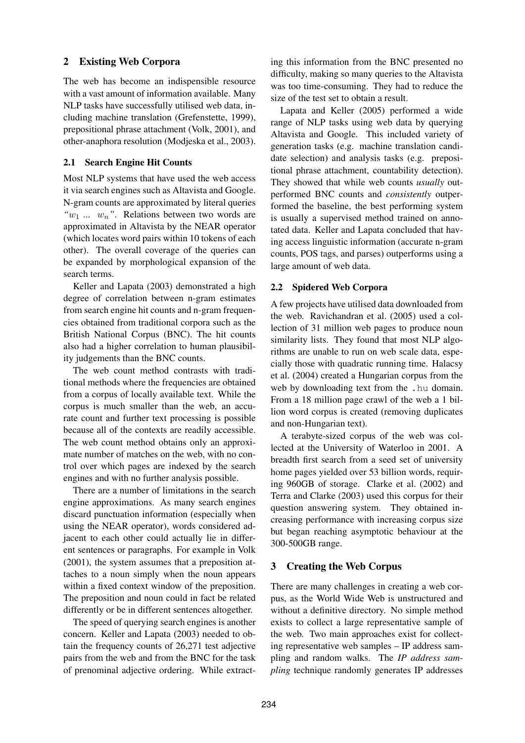## 2 Existing Web Corpora

The web has become an indispensible resource with a vast amount of information available. Many NLP tasks have successfully utilised web data, including machine translation (Grefenstette, 1999), prepositional phrase attachment (Volk, 2001), and other-anaphora resolution (Modjeska et al., 2003).

### 2.1 Search Engine Hit Counts

Most NLP systems that have used the web access it via search engines such as Altavista and Google. N-gram counts are approximated by literal queries *"$w_1$ ... $w_n$"*. Relations between two words are approximated in Altavista by the NEAR operator (which locates word pairs within 10 tokens of each other). The overall coverage of the queries can be expanded by morphological expansion of the search terms.

Keller and Lapata (2003) demonstrated a high degree of correlation between n-gram estimates from search engine hit counts and n-gram frequencies obtained from traditional corpora such as the British National Corpus (BNC). The hit counts also had a higher correlation to human plausibility judgements than the BNC counts.

The web count method contrasts with traditional methods where the frequencies are obtained from a corpus of locally available text. While the corpus is much smaller than the web, an accurate count and further text processing is possible because all of the contexts are readily accessible. The web count method obtains only an approximate number of matches on the web, with no control over which pages are indexed by the search engines and with no further analysis possible.

There are a number of limitations in the search engine approximations. As many search engines discard punctuation information (especially when using the NEAR operator), words considered adjacent to each other could actually lie in different sentences or paragraphs. For example in Volk (2001), the system assumes that a preposition attaches to a noun simply when the noun appears within a fixed context window of the preposition. The preposition and noun could in fact be related differently or be in different sentences altogether.

The speed of querying search engines is another concern. Keller and Lapata (2003) needed to obtain the frequency counts of 26,271 test adjective pairs from the web and from the BNC for the task of prenominal adjective ordering. While extracting this information from the BNC presented no difficulty, making so many queries to the Altavista was too time-consuming. They had to reduce the size of the test set to obtain a result.

Lapata and Keller (2005) performed a wide range of NLP tasks using web data by querying Altavista and Google. This included variety of generation tasks (e.g. machine translation candidate selection) and analysis tasks (e.g. prepositional phrase attachment, countability detection). They showed that while web counts *usually* outperformed BNC counts and *consistently* outperformed the baseline, the best performing system is usually a supervised method trained on annotated data. Keller and Lapata concluded that having access linguistic information (accurate n-gram counts, POS tags, and parses) outperforms using a large amount of web data.

### 2.2 Spidered Web Corpora

A few projects have utilised data downloaded from the web. Ravichandran et al. (2005) used a collection of 31 million web pages to produce noun similarity lists. They found that most NLP algorithms are unable to run on web scale data, especially those with quadratic running time. Halacsy et al. (2004) created a Hungarian corpus from the web by downloading text from the `.hu` domain. From a 18 million page crawl of the web a 1 billion word corpus is created (removing duplicates and non-Hungarian text).

A terabyte-sized corpus of the web was collected at the University of Waterloo in 2001. A breadth first search from a seed set of university home pages yielded over 53 billion words, requiring 960GB of storage. Clarke et al. (2002) and Terra and Clarke (2003) used this corpus for their question answering system. They obtained increasing performance with increasing corpus size but began reaching asymptotic behaviour at the 300-500GB range.

## 3 Creating the Web Corpus

There are many challenges in creating a web corpus, as the World Wide Web is unstructured and without a definitive directory. No simple method exists to collect a large representative sample of the web. Two main approaches exist for collecting representative web samples – IP address sampling and random walks. The *IP address sampling* technique randomly generates IP addresses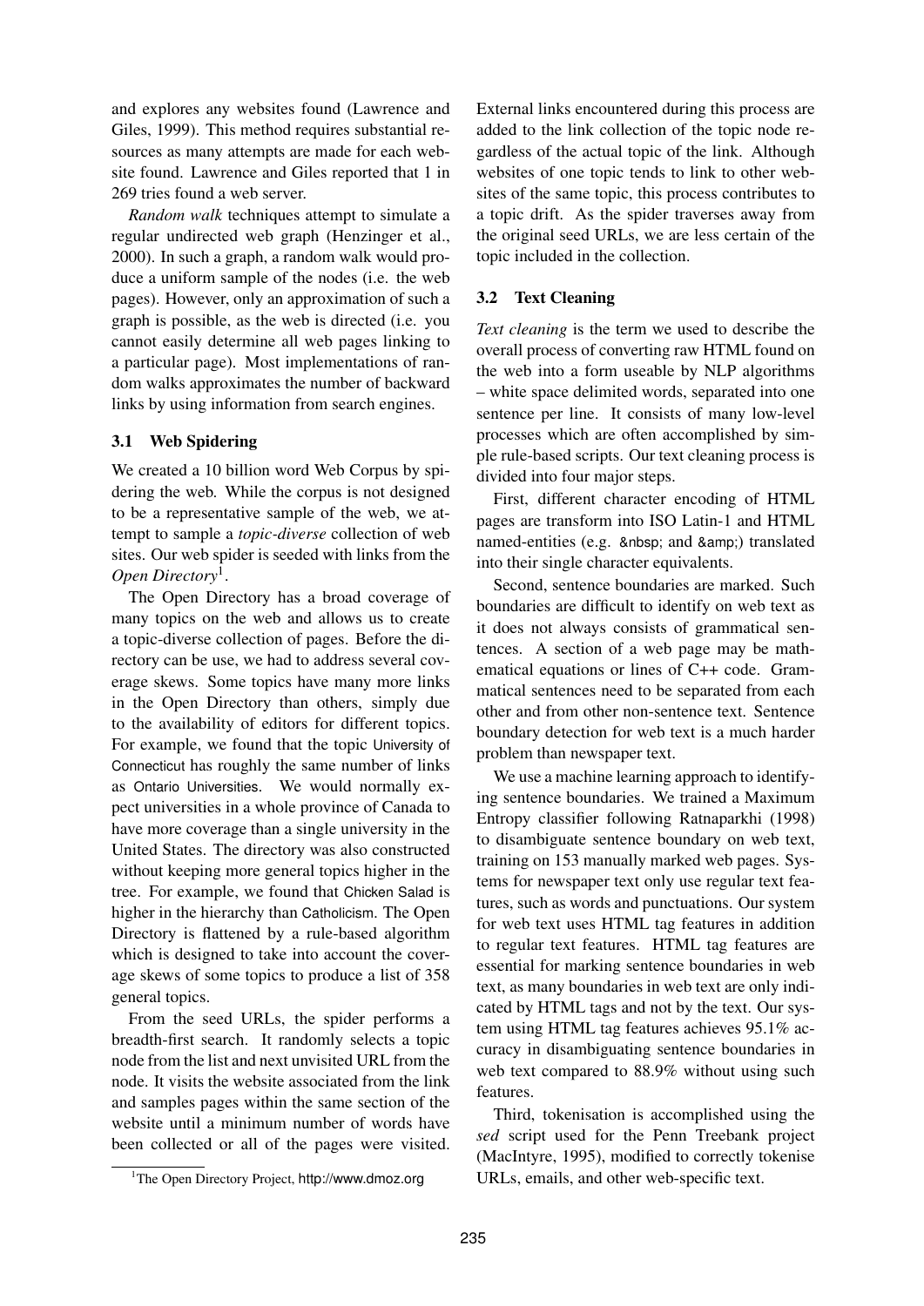and explores any websites found (Lawrence and Giles, 1999). This method requires substantial resources as many attempts are made for each website found. Lawrence and Giles reported that 1 in 269 tries found a web server.

*Random walk* techniques attempt to simulate a regular undirected web graph (Henzinger et al., 2000). In such a graph, a random walk would produce a uniform sample of the nodes (i.e. the web pages). However, only an approximation of such a graph is possible, as the web is directed (i.e. you cannot easily determine all web pages linking to a particular page). Most implementations of random walks approximates the number of backward links by using information from search engines.

### 3.1 Web Spidering

We created a 10 billion word Web Corpus by spidering the web. While the corpus is not designed to be a representative sample of the web, we attempt to sample a *topic-diverse* collection of web sites. Our web spider is seeded with links from the *Open Directory*[1].

The Open Directory has a broad coverage of many topics on the web and allows us to create a topic-diverse collection of pages. Before the directory can be use, we had to address several coverage skews. Some topics have many more links in the Open Directory than others, simply due to the availability of editors for different topics. For example, we found that the topic University of Connecticut has roughly the same number of links as Ontario Universities. We would normally expect universities in a whole province of Canada to have more coverage than a single university in the United States. The directory was also constructed without keeping more general topics higher in the tree. For example, we found that Chicken Salad is higher in the hierarchy than Catholicism. The Open Directory is flattened by a rule-based algorithm which is designed to take into account the coverage skews of some topics to produce a list of 358 general topics.

From the seed URLs, the spider performs a breadth-first search. It randomly selects a topic node from the list and next unvisited URL from the node. It visits the website associated from the link and samples pages within the same section of the website until a minimum number of words have been collected or all of the pages were visited. External links encountered during this process are added to the link collection of the topic node regardless of the actual topic of the link. Although websites of one topic tends to link to other websites of the same topic, this process contributes to a topic drift. As the spider traverses away from the original seed URLs, we are less certain of the topic included in the collection.

[1] The Open Directory Project, http://www.dmoz.org

### 3.2 Text Cleaning

*Text cleaning* is the term we used to describe the overall process of converting raw HTML found on the web into a form useable by NLP algorithms – white space delimited words, separated into one sentence per line. It consists of many low-level processes which are often accomplished by simple rule-based scripts. Our text cleaning process is divided into four major steps.

First, different character encoding of HTML pages are transform into ISO Latin-1 and HTML named-entities (e.g. &nbsp; and &amp;) translated into their single character equivalents.

Second, sentence boundaries are marked. Such boundaries are difficult to identify on web text as it does not always consists of grammatical sentences. A section of a web page may be mathematical equations or lines of C++ code. Grammatical sentences need to be separated from each other and from other non-sentence text. Sentence boundary detection for web text is a much harder problem than newspaper text.

We use a machine learning approach to identifying sentence boundaries. We trained a Maximum Entropy classifier following Ratnaparkhi (1998) to disambiguate sentence boundary on web text, training on 153 manually marked web pages. Systems for newspaper text only use regular text features, such as words and punctuations. Our system for web text uses HTML tag features in addition to regular text features. HTML tag features are essential for marking sentence boundaries in web text, as many boundaries in web text are only indicated by HTML tags and not by the text. Our system using HTML tag features achieves 95.1% accuracy in disambiguating sentence boundaries in web text compared to 88.9% without using such features.

Third, tokenisation is accomplished using the *sed* script used for the Penn Treebank project (MacIntyre, 1995), modified to correctly tokenise URLs, emails, and other web-specific text.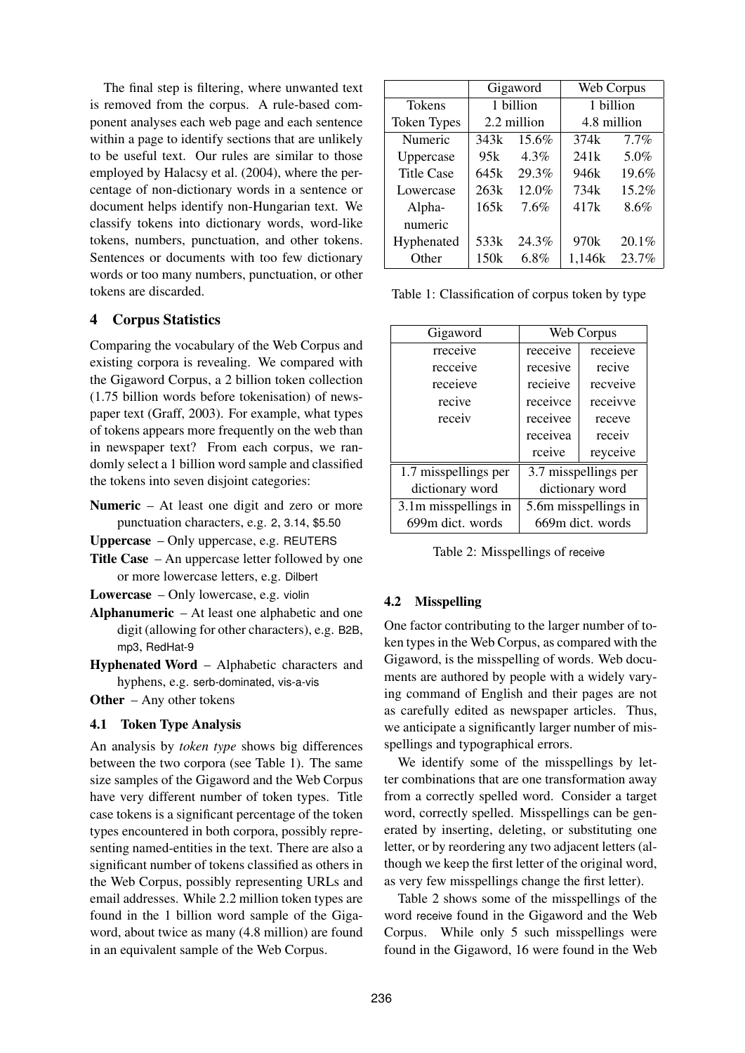The final step is filtering, where unwanted text is removed from the corpus. A rule-based component analyses each web page and each sentence within a page to identify sections that are unlikely to be useful text. Our rules are similar to those employed by Halacsy et al. (2004), where the percentage of non-dictionary words in a sentence or document helps identify non-Hungarian text. We classify tokens into dictionary words, word-like tokens, numbers, punctuation, and other tokens. Sentences or documents with too few dictionary words or too many numbers, punctuation, or other tokens are discarded.

## 4 Corpus Statistics

Comparing the vocabulary of the Web Corpus and existing corpora is revealing. We compared with the Gigaword Corpus, a 2 billion token collection (1.75 billion words before tokenisation) of newspaper text (Graff, 2003). For example, what types of tokens appears more frequently on the web than in newspaper text? From each corpus, we randomly select a 1 billion word sample and classified the tokens into seven disjoint categories:

**Numeric** – At least one digit and zero or more punctuation characters, e.g. 2, 3.14, $5.50

**Uppercase** – Only uppercase, e.g. REUTERS

**Title Case** – An uppercase letter followed by one or more lowercase letters, e.g. Dilbert

**Lowercase** – Only lowercase, e.g. violin

**Alphanumeric** – At least one alphabetic and one digit (allowing for other characters), e.g. B2B, mp3, RedHat-9

**Hyphenated Word** – Alphabetic characters and hyphens, e.g. serb-dominated, vis-a-vis

**Other** – Any other tokens

### 4.1 Token Type Analysis

An analysis by *token type* shows big differences between the two corpora (see Table 1). The same size samples of the Gigaword and the Web Corpus have very different number of token types. Title case tokens is a significant percentage of the token types encountered in both corpora, possibly representing named-entities in the text. There are also a significant number of tokens classified as others in the Web Corpus, possibly representing URLs and email addresses. While 2.2 million token types are found in the 1 billion word sample of the Gigaword, about twice as many (4.8 million) are found in an equivalent sample of the Web Corpus.

| | Gigaword | | Web Corpus | |
|---|---|---|---|---|
| Tokens | 1 billion | | 1 billion | |
| Token Types | 2.2 million | | 4.8 million | |
| Numeric | 343k | 15.6% | 374k | 7.7% |
| Uppercase | 95k | 4.3% | 241k | 5.0% |
| Title Case | 645k | 29.3% | 946k | 19.6% |
| Lowercase | 263k | 12.0% | 734k | 15.2% |
| Alpha-numeric | 165k | 7.6% | 417k | 8.6% |
| Hyphenated | 533k | 24.3% | 970k | 20.1% |
| Other | 150k | 6.8% | 1,146k | 23.7% |

Table 1: Classification of corpus token by type

| Gigaword | Web Corpus | |
|---|---|---|
| rreceive | reeceive | receieve |
| recceive | recesive | recive |
| receieve | recieive | recveive |
| recive | receivce | receivve |
| receiv | receivee | receve |
| | receivea | receiv |
| | rceive | reyceive |
| 1.7 misspellings per dictionary word | 3.7 misspellings per dictionary word | |
| 3.1m misspellings in 699m dict. words | 5.6m misspellings in 669m dict. words | |

Table 2: Misspellings of receive

### 4.2 Misspelling

One factor contributing to the larger number of token types in the Web Corpus, as compared with the Gigaword, is the misspelling of words. Web documents are authored by people with a widely varying command of English and their pages are not as carefully edited as newspaper articles. Thus, we anticipate a significantly larger number of misspellings and typographical errors.

We identify some of the misspellings by letter combinations that are one transformation away from a correctly spelled word. Consider a target word, correctly spelled. Misspellings can be generated by inserting, deleting, or substituting one letter, or by reordering any two adjacent letters (although we keep the first letter of the original word, as very few misspellings change the first letter).

Table 2 shows some of the misspellings of the word receive found in the Gigaword and the Web Corpus. While only 5 such misspellings were found in the Gigaword, 16 were found in the Web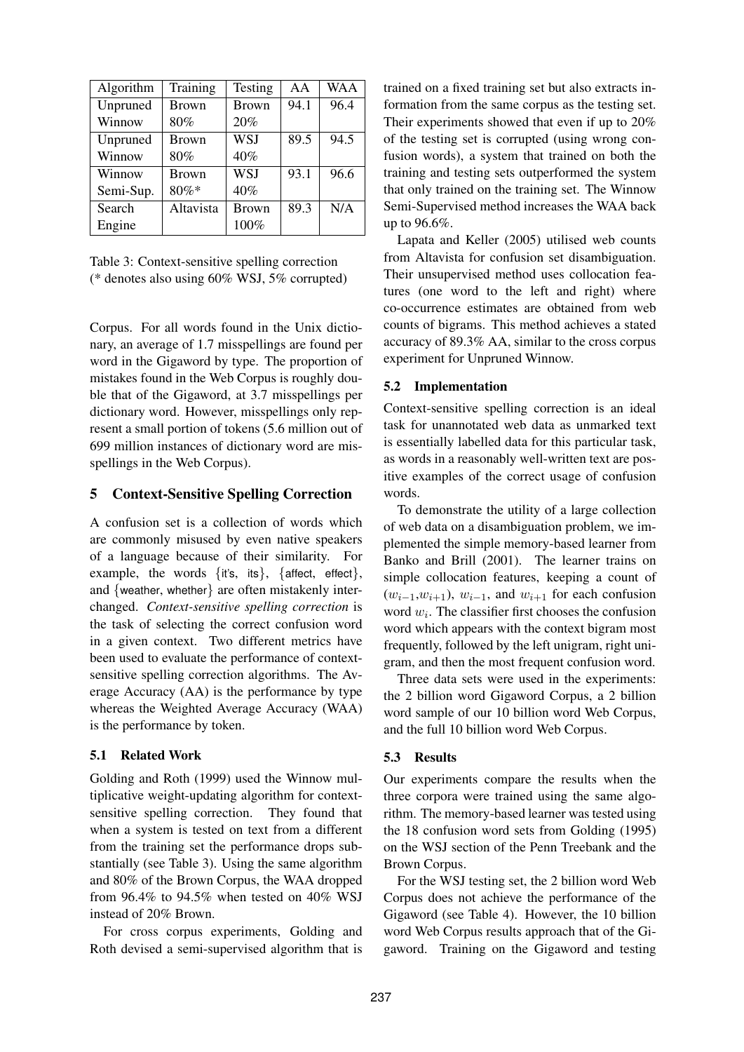| Algorithm | Training | Testing | AA | WAA |
|---|---|---|---|---|
| Unpruned Winnow | Brown 80% | Brown 20% | 94.1 | 96.4 |
| Unpruned Winnow | Brown 80% | WSJ 40% | 89.5 | 94.5 |
| Winnow Semi-Sup. | Brown 80%* | WSJ 40% | 93.1 | 96.6 |
| Search Engine | Altavista | Brown 100% | 89.3 | N/A |

Table 3: Context-sensitive spelling correction (* denotes also using 60% WSJ, 5% corrupted)

Corpus. For all words found in the Unix dictionary, an average of 1.7 misspellings are found per word in the Gigaword by type. The proportion of mistakes found in the Web Corpus is roughly double that of the Gigaword, at 3.7 misspellings per dictionary word. However, misspellings only represent a small portion of tokens (5.6 million out of 699 million instances of dictionary word are misspellings in the Web Corpus).

## 5 Context-Sensitive Spelling Correction

A confusion set is a collection of words which are commonly misused by even native speakers of a language because of their similarity. For example, the words {it's, its}, {affect, effect}, and {weather, whether} are often mistakenly interchanged. *Context-sensitive spelling correction* is the task of selecting the correct confusion word in a given context. Two different metrics have been used to evaluate the performance of context-sensitive spelling correction algorithms. The Average Accuracy (AA) is the performance by type whereas the Weighted Average Accuracy (WAA) is the performance by token.

### 5.1 Related Work

Golding and Roth (1999) used the Winnow multiplicative weight-updating algorithm for context-sensitive spelling correction. They found that when a system is tested on text from a different from the training set the performance drops substantially (see Table 3). Using the same algorithm and 80% of the Brown Corpus, the WAA dropped from 96.4% to 94.5% when tested on 40% WSJ instead of 20% Brown.

For cross corpus experiments, Golding and Roth devised a semi-supervised algorithm that is trained on a fixed training set but also extracts information from the same corpus as the testing set. Their experiments showed that even if up to 20% of the testing set is corrupted (using wrong confusion words), a system that trained on both the training and testing sets outperformed the system that only trained on the training set. The Winnow Semi-Supervised method increases the WAA back up to 96.6%.

Lapata and Keller (2005) utilised web counts from Altavista for confusion set disambiguation. Their unsupervised method uses collocation features (one word to the left and right) where co-occurrence estimates are obtained from web counts of bigrams. This method achieves a stated accuracy of 89.3% AA, similar to the cross corpus experiment for Unpruned Winnow.

### 5.2 Implementation

Context-sensitive spelling correction is an ideal task for unannotated web data as unmarked text is essentially labelled data for this particular task, as words in a reasonably well-written text are positive examples of the correct usage of confusion words.

To demonstrate the utility of a large collection of web data on a disambiguation problem, we implemented the simple memory-based learner from Banko and Brill (2001). The learner trains on simple collocation features, keeping a count of ($w_{i-1}$,$w_{i+1}$), $w_{i-1}$, and $w_{i+1}$ for each confusion word $w_i$. The classifier first chooses the confusion word which appears with the context bigram most frequently, followed by the left unigram, right unigram, and then the most frequent confusion word.

Three data sets were used in the experiments: the 2 billion word Gigaword Corpus, a 2 billion word sample of our 10 billion word Web Corpus, and the full 10 billion word Web Corpus.

### 5.3 Results

Our experiments compare the results when the three corpora were trained using the same algorithm. The memory-based learner was tested using the 18 confusion word sets from Golding (1995) on the WSJ section of the Penn Treebank and the Brown Corpus.

For the WSJ testing set, the 2 billion word Web Corpus does not achieve the performance of the Gigaword (see Table 4). However, the 10 billion word Web Corpus results approach that of the Gigaword. Training on the Gigaword and testing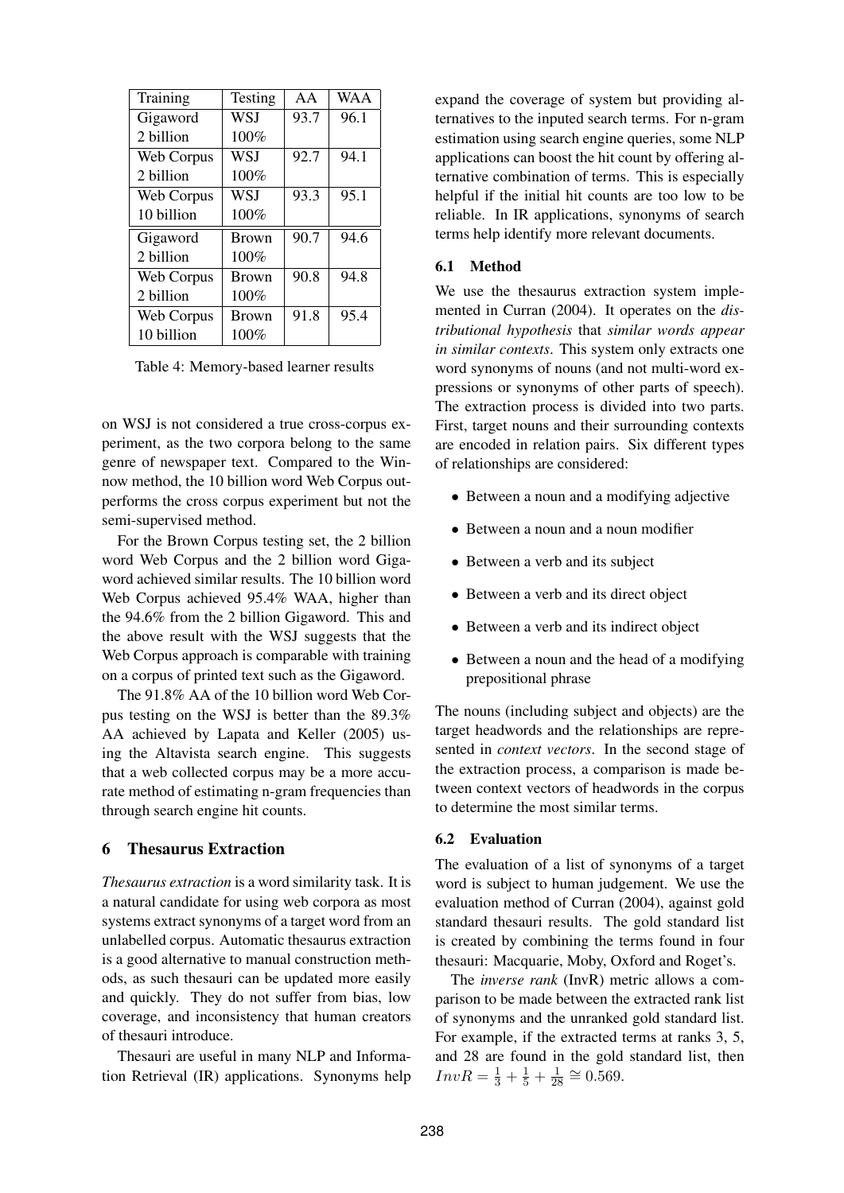| Training | Testing | AA | WAA |
|---|---|---|---|
| Gigaword 2 billion | WSJ 100% | 93.7 | 96.1 |
| Web Corpus 2 billion | WSJ 100% | 92.7 | 94.1 |
| Web Corpus 10 billion | WSJ 100% | 93.3 | 95.1 |
| Gigaword 2 billion | Brown 100% | 90.7 | 94.6 |
| Web Corpus 2 billion | Brown 100% | 90.8 | 94.8 |
| Web Corpus 10 billion | Brown 100% | 91.8 | 95.4 |

Table 4: Memory-based learner results

on WSJ is not considered a true cross-corpus experiment, as the two corpora belong to the same genre of newspaper text. Compared to the Winnow method, the 10 billion word Web Corpus outperforms the cross corpus experiment but not the semi-supervised method.

For the Brown Corpus testing set, the 2 billion word Web Corpus and the 2 billion word Gigaword achieved similar results. The 10 billion word Web Corpus achieved 95.4% WAA, higher than the 94.6% from the 2 billion Gigaword. This and the above result with the WSJ suggests that the Web Corpus approach is comparable with training on a corpus of printed text such as the Gigaword.

The 91.8% AA of the 10 billion word Web Corpus testing on the WSJ is better than the 89.3% AA achieved by Lapata and Keller (2005) using the Altavista search engine. This suggests that a web collected corpus may be a more accurate method of estimating n-gram frequencies than through search engine hit counts.

## 6 Thesaurus Extraction

*Thesaurus extraction* is a word similarity task. It is a natural candidate for using web corpora as most systems extract synonyms of a target word from an unlabelled corpus. Automatic thesaurus extraction is a good alternative to manual construction methods, as such thesauri can be updated more easily and quickly. They do not suffer from bias, low coverage, and inconsistency that human creators of thesauri introduce.

Thesauri are useful in many NLP and Information Retrieval (IR) applications. Synonyms help expand the coverage of system but providing alternatives to the inputed search terms. For n-gram estimation using search engine queries, some NLP applications can boost the hit count by offering alternative combination of terms. This is especially helpful if the initial hit counts are too low to be reliable. In IR applications, synonyms of search terms help identify more relevant documents.

### 6.1 Method

We use the thesaurus extraction system implemented in Curran (2004). It operates on the *distributional hypothesis* that *similar words appear in similar contexts*. This system only extracts one word synonyms of nouns (and not multi-word expressions or synonyms of other parts of speech). The extraction process is divided into two parts. First, target nouns and their surrounding contexts are encoded in relation pairs. Six different types of relationships are considered:

- Between a noun and a modifying adjective
- Between a noun and a noun modifier
- Between a verb and its subject
- Between a verb and its direct object
- Between a verb and its indirect object
- Between a noun and the head of a modifying prepositional phrase

The nouns (including subject and objects) are the target headwords and the relationships are represented in *context vectors*. In the second stage of the extraction process, a comparison is made between context vectors of headwords in the corpus to determine the most similar terms.

### 6.2 Evaluation

The evaluation of a list of synonyms of a target word is subject to human judgement. We use the evaluation method of Curran (2004), against gold standard thesauri results. The gold standard list is created by combining the terms found in four thesauri: Macquarie, Moby, Oxford and Roget's.

The *inverse rank* (InvR) metric allows a comparison to be made between the extracted rank list of synonyms and the unranked gold standard list. For example, if the extracted terms at ranks 3, 5, and 28 are found in the gold standard list, then $InvR = \frac{1}{3} + \frac{1}{5} + \frac{1}{28} \cong 0.569$.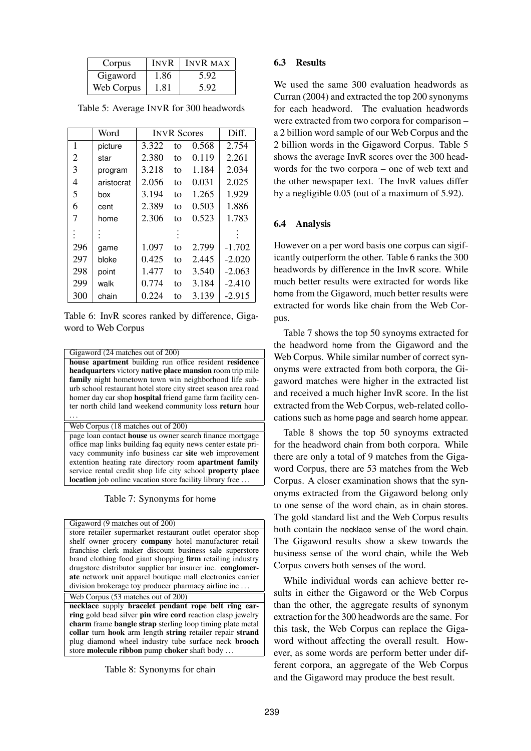| Corpus | INVR | INVR MAX |
| --- | --- | --- |
| Gigaword | 1.86 | 5.92 |
| Web Corpus | 1.81 | 5.92 |

Table 5: Average INVR for 300 headwords

| | Word | INVR Scores | | | Diff. |
| --- | --- | --- | --- | --- | --- |
| 1 | picture | 3.322 | to | 0.568 | 2.754 |
| 2 | star | 2.380 | to | 0.119 | 2.261 |
| 3 | program | 3.218 | to | 1.184 | 2.034 |
| 4 | aristocrat | 2.056 | to | 0.031 | 2.025 |
| 5 | box | 3.194 | to | 1.265 | 1.929 |
| 6 | cent | 2.389 | to | 0.503 | 1.886 |
| 7 | home | 2.306 | to | 0.523 | 1.783 |
| ⋮ | ⋮ | | ⋮ | | ⋮ |
| 296 | game | 1.097 | to | 2.799 | -1.702 |
| 297 | bloke | 0.425 | to | 2.445 | -2.020 |
| 298 | point | 1.477 | to | 3.540 | -2.063 |
| 299 | walk | 0.774 | to | 3.184 | -2.410 |
| 300 | chain | 0.224 | to | 3.139 | -2.915 |

Table 6: InvR scores ranked by difference, Gigaword to Web Corpus

| Gigaword (24 matches out of 200) |
| --- |
| **house apartment** building run office resident **residence headquarters** victory **native place mansion** room trip mile **family** night hometown town win neighborhood life suburb school restaurant hotel store city street season area road homer day car shop **hospital** friend game farm facility center north child land weekend community loss **return** hour … |
| Web Corpus (18 matches out of 200) |
| page loan contact **house** us owner search finance mortgage office map links building faq equity news center estate privacy community info business car **site** web improvement extention heating rate directory room **apartment family** service rental credit shop life city school **property place location** job online vacation store facility library free … |

Table 7: Synonyms for home

| Gigaword (9 matches out of 200) |
| --- |
| store retailer supermarket restaurant outlet operator shop shelf owner grocery **company** hotel manufacturer retail franchise clerk maker discount business sale superstore brand clothing food giant shopping **firm** retailing industry drugstore distributor supplier bar insurer inc. **conglomerate** network unit apparel boutique mall electronics carrier division brokerage toy producer pharmacy airline inc … |
| Web Corpus (53 matches out of 200) |
| **necklace** supply **bracelet pendant rope belt ring earring** gold bead silver **pin wire cord** reaction clasp jewelry **charm** frame **bangle strap** sterling loop timing plate metal **collar** turn **hook** arm length **string** retailer repair **strand** plug diamond wheel industry tube surface neck **brooch** store **molecule ribbon** pump **choker** shaft body … |

Table 8: Synonyms for chain

### 6.3 Results

We used the same 300 evaluation headwords as Curran (2004) and extracted the top 200 synonyms for each headword. The evaluation headwords were extracted from two corpora for comparison – a 2 billion word sample of our Web Corpus and the 2 billion words in the Gigaword Corpus. Table 5 shows the average InvR scores over the 300 headwords for the two corpora – one of web text and the other newspaper text. The InvR values differ by a negligible 0.05 (out of a maximum of 5.92).

### 6.4 Analysis

However on a per word basis one corpus can sigificantly outperform the other. Table 6 ranks the 300 headwords by difference in the InvR score. While much better results were extracted for words like home from the Gigaword, much better results were extracted for words like chain from the Web Corpus.

Table 7 shows the top 50 synoyms extracted for the headword home from the Gigaword and the Web Corpus. While similar number of correct synonyms were extracted from both corpora, the Gigaword matches were higher in the extracted list and received a much higher InvR score. In the list extracted from the Web Corpus, web-related collocations such as home page and search home appear.

Table 8 shows the top 50 synoyms extracted for the headword chain from both corpora. While there are only a total of 9 matches from the Gigaword Corpus, there are 53 matches from the Web Corpus. A closer examination shows that the synonyms extracted from the Gigaword belong only to one sense of the word chain, as in chain stores. The gold standard list and the Web Corpus results both contain the necklace sense of the word chain. The Gigaword results show a skew towards the business sense of the word chain, while the Web Corpus covers both senses of the word.

While individual words can achieve better results in either the Gigaword or the Web Corpus than the other, the aggregate results of synonym extraction for the 300 headwords are the same. For this task, the Web Corpus can replace the Gigaword without affecting the overall result. However, as some words are perform better under different corpora, an aggregate of the Web Corpus and the Gigaword may produce the best result.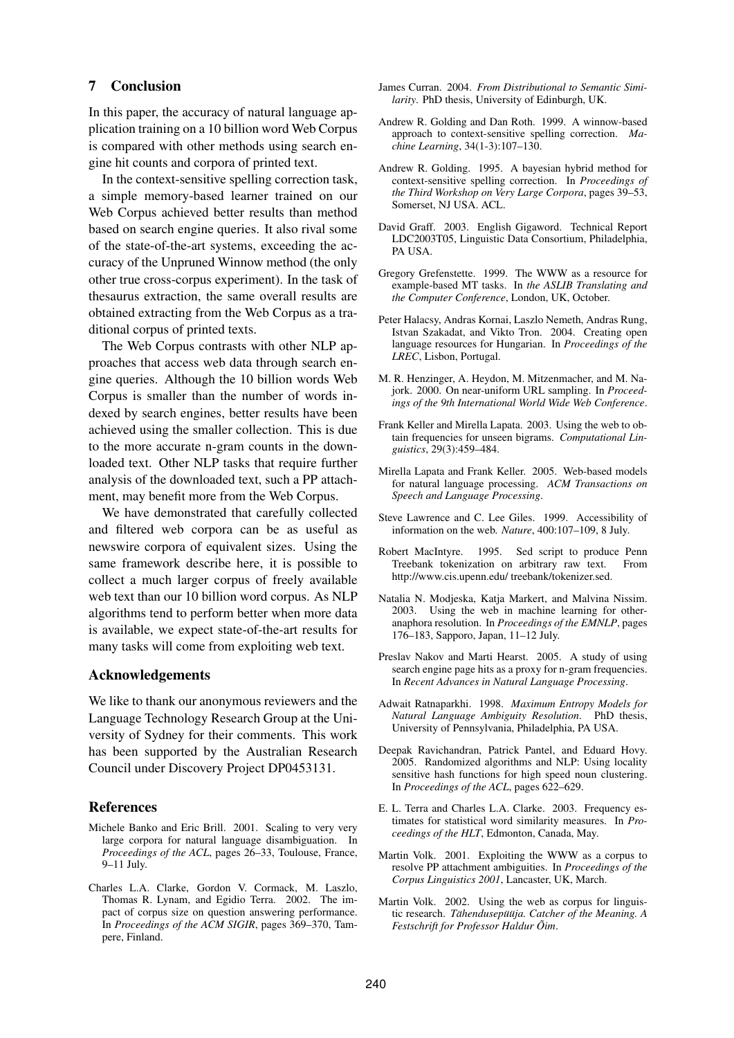## 7 Conclusion

In this paper, the accuracy of natural language application training on a 10 billion word Web Corpus is compared with other methods using search engine hit counts and corpora of printed text.

In the context-sensitive spelling correction task, a simple memory-based learner trained on our Web Corpus achieved better results than method based on search engine queries. It also rival some of the state-of-the-art systems, exceeding the accuracy of the Unpruned Winnow method (the only other true cross-corpus experiment). In the task of thesaurus extraction, the same overall results are obtained extracting from the Web Corpus as a traditional corpus of printed texts.

The Web Corpus contrasts with other NLP approaches that access web data through search engine queries. Although the 10 billion words Web Corpus is smaller than the number of words indexed by search engines, better results have been achieved using the smaller collection. This is due to the more accurate n-gram counts in the downloaded text. Other NLP tasks that require further analysis of the downloaded text, such a PP attachment, may benefit more from the Web Corpus.

We have demonstrated that carefully collected and filtered web corpora can be as useful as newswire corpora of equivalent sizes. Using the same framework describe here, it is possible to collect a much larger corpus of freely available web text than our 10 billion word corpus. As NLP algorithms tend to perform better when more data is available, we expect state-of-the-art results for many tasks will come from exploiting web text.

## Acknowledgements

We like to thank our anonymous reviewers and the Language Technology Research Group at the University of Sydney for their comments. This work has been supported by the Australian Research Council under Discovery Project DP0453131.

## References

Michele Banko and Eric Brill. 2001. Scaling to very very large corpora for natural language disambiguation. In *Proceedings of the ACL*, pages 26–33, Toulouse, France, 9–11 July.

Charles L.A. Clarke, Gordon V. Cormack, M. Laszlo, Thomas R. Lynam, and Egidio Terra. 2002. The impact of corpus size on question answering performance. In *Proceedings of the ACM SIGIR*, pages 369–370, Tampere, Finland.

James Curran. 2004. *From Distributional to Semantic Similarity*. PhD thesis, University of Edinburgh, UK.

Andrew R. Golding and Dan Roth. 1999. A winnow-based approach to context-sensitive spelling correction. *Machine Learning*, 34(1-3):107–130.

Andrew R. Golding. 1995. A bayesian hybrid method for context-sensitive spelling correction. In *Proceedings of the Third Workshop on Very Large Corpora*, pages 39–53, Somerset, NJ USA. ACL.

David Graff. 2003. English Gigaword. Technical Report LDC2003T05, Linguistic Data Consortium, Philadelphia, PA USA.

Gregory Grefenstette. 1999. The WWW as a resource for example-based MT tasks. In *the ASLIB Translating and the Computer Conference*, London, UK, October.

Peter Halacsy, Andras Kornai, Laszlo Nemeth, Andras Rung, Istvan Szakadat, and Vikto Tron. 2004. Creating open language resources for Hungarian. In *Proceedings of the LREC*, Lisbon, Portugal.

M. R. Henzinger, A. Heydon, M. Mitzenmacher, and M. Najork. 2000. On near-uniform URL sampling. In *Proceedings of the 9th International World Wide Web Conference*.

Frank Keller and Mirella Lapata. 2003. Using the web to obtain frequencies for unseen bigrams. *Computational Linguistics*, 29(3):459–484.

Mirella Lapata and Frank Keller. 2005. Web-based models for natural language processing. *ACM Transactions on Speech and Language Processing*.

Steve Lawrence and C. Lee Giles. 1999. Accessibility of information on the web. *Nature*, 400:107–109, 8 July.

Robert MacIntyre. 1995. Sed script to produce Penn Treebank tokenization on arbitrary raw text. From http://www.cis.upenn.edu/ treebank/tokenizer.sed.

Natalia N. Modjeska, Katja Markert, and Malvina Nissim. 2003. Using the web in machine learning for other-anaphora resolution. In *Proceedings of the EMNLP*, pages 176–183, Sapporo, Japan, 11–12 July.

Preslav Nakov and Marti Hearst. 2005. A study of using search engine page hits as a proxy for n-gram frequencies. In *Recent Advances in Natural Language Processing*.

Adwait Ratnaparkhi. 1998. *Maximum Entropy Models for Natural Language Ambiguity Resolution*. PhD thesis, University of Pennsylvania, Philadelphia, PA USA.

Deepak Ravichandran, Patrick Pantel, and Eduard Hovy. 2005. Randomized algorithms and NLP: Using locality sensitive hash functions for high speed noun clustering. In *Proceedings of the ACL*, pages 622–629.

E. L. Terra and Charles L.A. Clarke. 2003. Frequency estimates for statistical word similarity measures. In *Proceedings of the HLT*, Edmonton, Canada, May.

Martin Volk. 2001. Exploiting the WWW as a corpus to resolve PP attachment ambiguities. In *Proceedings of the Corpus Linguistics 2001*, Lancaster, UK, March.

Martin Volk. 2002. Using the web as corpus for linguistic research. *Tähendusepüüja. Catcher of the Meaning. A Festschrift for Professor Haldur Õim*.